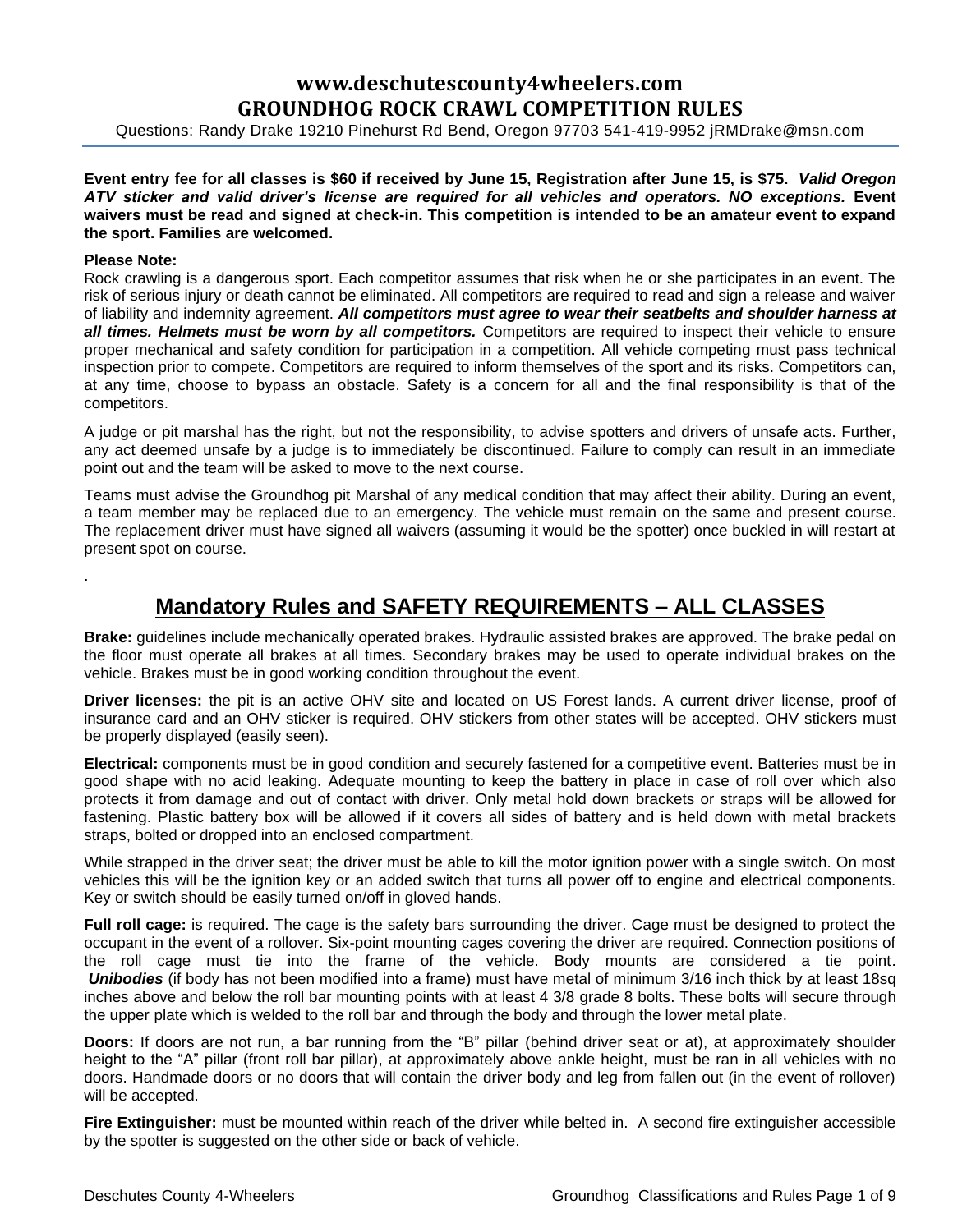# www.deschutescounty4wheelers.com
# GROUNDHOG ROCK CRAWL COMPETITION RULES

Questions: Randy Drake 19210 Pinehurst Rd Bend, Oregon 97703 541-419-9952 jRMDrake@msn.com

**Event entry fee for all classes is $60 if received by June 15, Registration after June 15, is $75.** ***Valid Oregon ATV sticker and valid driver's license are required for all vehicles and operators. NO exceptions.*** **Event waivers must be read and signed at check-in. This competition is intended to be an amateur event to expand the sport. Families are welcomed.**

**Please Note:**
Rock crawling is a dangerous sport. Each competitor assumes that risk when he or she participates in an event. The risk of serious injury or death cannot be eliminated. All competitors are required to read and sign a release and waiver of liability and indemnity agreement. ***All competitors must agree to wear their seatbelts and shoulder harness at all times. Helmets must be worn by all competitors.*** Competitors are required to inspect their vehicle to ensure proper mechanical and safety condition for participation in a competition. All vehicle competing must pass technical inspection prior to compete. Competitors are required to inform themselves of the sport and its risks. Competitors can, at any time, choose to bypass an obstacle. Safety is a concern for all and the final responsibility is that of the competitors.

A judge or pit marshal has the right, but not the responsibility, to advise spotters and drivers of unsafe acts. Further, any act deemed unsafe by a judge is to immediately be discontinued. Failure to comply can result in an immediate point out and the team will be asked to move to the next course.

Teams must advise the Groundhog pit Marshal of any medical condition that may affect their ability. During an event, a team member may be replaced due to an emergency. The vehicle must remain on the same and present course. The replacement driver must have signed all waivers (assuming it would be the spotter) once buckled in will restart at present spot on course.

.

## Mandatory Rules and SAFETY REQUIREMENTS – ALL CLASSES

**Brake:** guidelines include mechanically operated brakes. Hydraulic assisted brakes are approved. The brake pedal on the floor must operate all brakes at all times. Secondary brakes may be used to operate individual brakes on the vehicle. Brakes must be in good working condition throughout the event.

**Driver licenses:** the pit is an active OHV site and located on US Forest lands. A current driver license, proof of insurance card and an OHV sticker is required. OHV stickers from other states will be accepted. OHV stickers must be properly displayed (easily seen).

**Electrical:** components must be in good condition and securely fastened for a competitive event. Batteries must be in good shape with no acid leaking. Adequate mounting to keep the battery in place in case of roll over which also protects it from damage and out of contact with driver. Only metal hold down brackets or straps will be allowed for fastening. Plastic battery box will be allowed if it covers all sides of battery and is held down with metal brackets straps, bolted or dropped into an enclosed compartment.

While strapped in the driver seat; the driver must be able to kill the motor ignition power with a single switch. On most vehicles this will be the ignition key or an added switch that turns all power off to engine and electrical components. Key or switch should be easily turned on/off in gloved hands.

**Full roll cage:** is required. The cage is the safety bars surrounding the driver. Cage must be designed to protect the occupant in the event of a rollover. Six-point mounting cages covering the driver are required. Connection positions of the roll cage must tie into the frame of the vehicle. Body mounts are considered a tie point. ***Unibodies*** (if body has not been modified into a frame) must have metal of minimum 3/16 inch thick by at least 18sq inches above and below the roll bar mounting points with at least 4 3/8 grade 8 bolts. These bolts will secure through the upper plate which is welded to the roll bar and through the body and through the lower metal plate.

**Doors:** If doors are not run, a bar running from the "B" pillar (behind driver seat or at), at approximately shoulder height to the "A" pillar (front roll bar pillar), at approximately above ankle height, must be ran in all vehicles with no doors. Handmade doors or no doors that will contain the driver body and leg from fallen out (in the event of rollover) will be accepted.

**Fire Extinguisher:** must be mounted within reach of the driver while belted in. A second fire extinguisher accessible by the spotter is suggested on the other side or back of vehicle.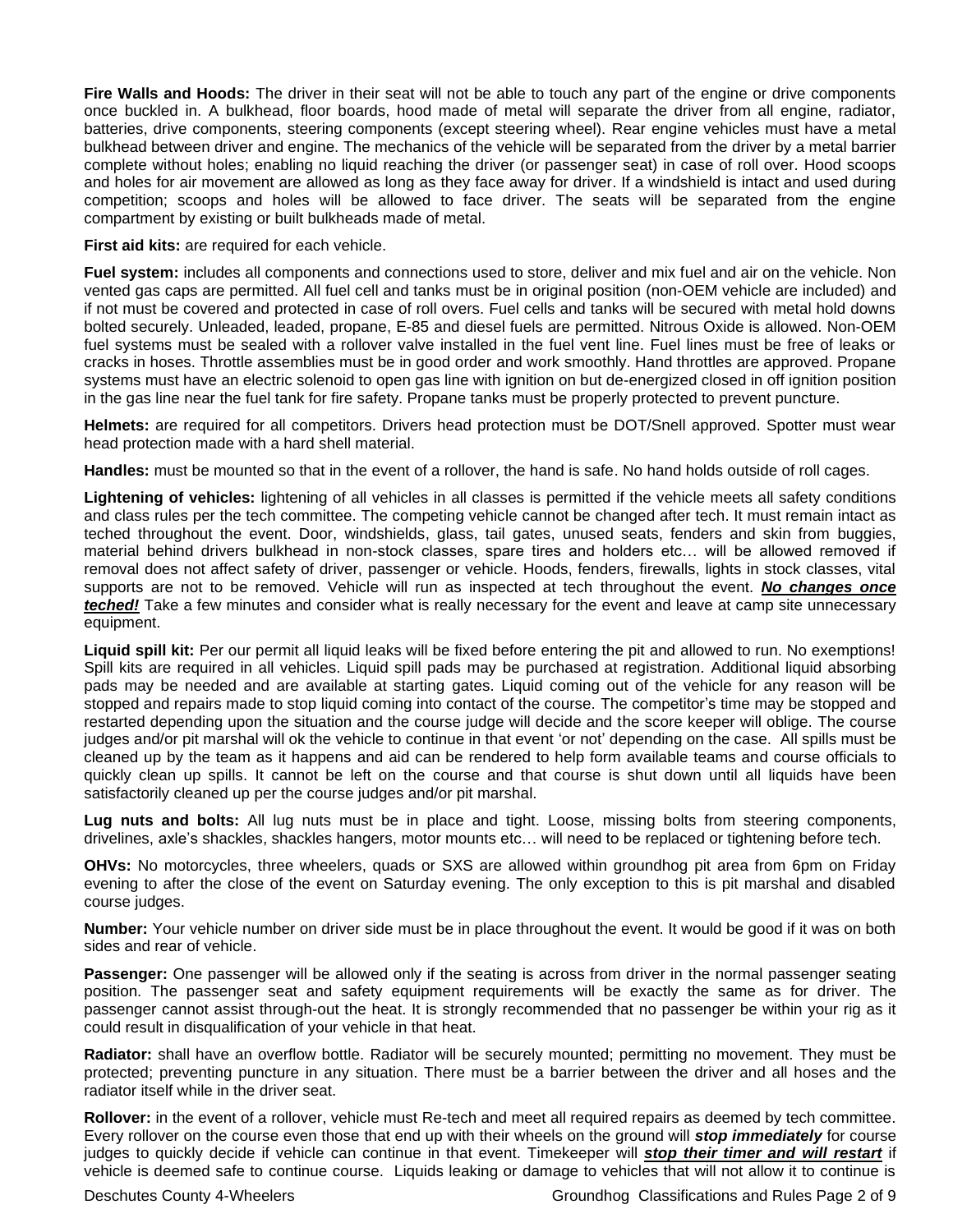**Fire Walls and Hoods:** The driver in their seat will not be able to touch any part of the engine or drive components once buckled in. A bulkhead, floor boards, hood made of metal will separate the driver from all engine, radiator, batteries, drive components, steering components (except steering wheel). Rear engine vehicles must have a metal bulkhead between driver and engine. The mechanics of the vehicle will be separated from the driver by a metal barrier complete without holes; enabling no liquid reaching the driver (or passenger seat) in case of roll over. Hood scoops and holes for air movement are allowed as long as they face away for driver. If a windshield is intact and used during competition; scoops and holes will be allowed to face driver. The seats will be separated from the engine compartment by existing or built bulkheads made of metal.

**First aid kits:** are required for each vehicle.

**Fuel system:** includes all components and connections used to store, deliver and mix fuel and air on the vehicle. Non vented gas caps are permitted. All fuel cell and tanks must be in original position (non-OEM vehicle are included) and if not must be covered and protected in case of roll overs. Fuel cells and tanks will be secured with metal hold downs bolted securely. Unleaded, leaded, propane, E-85 and diesel fuels are permitted. Nitrous Oxide is allowed. Non-OEM fuel systems must be sealed with a rollover valve installed in the fuel vent line. Fuel lines must be free of leaks or cracks in hoses. Throttle assemblies must be in good order and work smoothly. Hand throttles are approved. Propane systems must have an electric solenoid to open gas line with ignition on but de-energized closed in off ignition position in the gas line near the fuel tank for fire safety. Propane tanks must be properly protected to prevent puncture.

**Helmets:** are required for all competitors. Drivers head protection must be DOT/Snell approved. Spotter must wear head protection made with a hard shell material.

**Handles:** must be mounted so that in the event of a rollover, the hand is safe. No hand holds outside of roll cages.

**Lightening of vehicles:** lightening of all vehicles in all classes is permitted if the vehicle meets all safety conditions and class rules per the tech committee. The competing vehicle cannot be changed after tech. It must remain intact as teched throughout the event. Door, windshields, glass, tail gates, unused seats, fenders and skin from buggies, material behind drivers bulkhead in non-stock classes, spare tires and holders etc… will be allowed removed if removal does not affect safety of driver, passenger or vehicle. Hoods, fenders, firewalls, lights in stock classes, vital supports are not to be removed. Vehicle will run as inspected at tech throughout the event. ***No changes once teched!*** Take a few minutes and consider what is really necessary for the event and leave at camp site unnecessary equipment.

**Liquid spill kit:** Per our permit all liquid leaks will be fixed before entering the pit and allowed to run. No exemptions! Spill kits are required in all vehicles. Liquid spill pads may be purchased at registration. Additional liquid absorbing pads may be needed and are available at starting gates. Liquid coming out of the vehicle for any reason will be stopped and repairs made to stop liquid coming into contact of the course. The competitor's time may be stopped and restarted depending upon the situation and the course judge will decide and the score keeper will oblige. The course judges and/or pit marshal will ok the vehicle to continue in that event 'or not' depending on the case. All spills must be cleaned up by the team as it happens and aid can be rendered to help form available teams and course officials to quickly clean up spills. It cannot be left on the course and that course is shut down until all liquids have been satisfactorily cleaned up per the course judges and/or pit marshal.

**Lug nuts and bolts:** All lug nuts must be in place and tight. Loose, missing bolts from steering components, drivelines, axle's shackles, shackles hangers, motor mounts etc… will need to be replaced or tightening before tech.

**OHVs:** No motorcycles, three wheelers, quads or SXS are allowed within groundhog pit area from 6pm on Friday evening to after the close of the event on Saturday evening. The only exception to this is pit marshal and disabled course judges.

**Number:** Your vehicle number on driver side must be in place throughout the event. It would be good if it was on both sides and rear of vehicle.

**Passenger:** One passenger will be allowed only if the seating is across from driver in the normal passenger seating position. The passenger seat and safety equipment requirements will be exactly the same as for driver. The passenger cannot assist through-out the heat. It is strongly recommended that no passenger be within your rig as it could result in disqualification of your vehicle in that heat.

**Radiator:** shall have an overflow bottle. Radiator will be securely mounted; permitting no movement. They must be protected; preventing puncture in any situation. There must be a barrier between the driver and all hoses and the radiator itself while in the driver seat.

**Rollover:** in the event of a rollover, vehicle must Re-tech and meet all required repairs as deemed by tech committee. Every rollover on the course even those that end up with their wheels on the ground will ***stop immediately*** for course judges to quickly decide if vehicle can continue in that event. Timekeeper will ***stop their timer and will restart*** if vehicle is deemed safe to continue course. Liquids leaking or damage to vehicles that will not allow it to continue is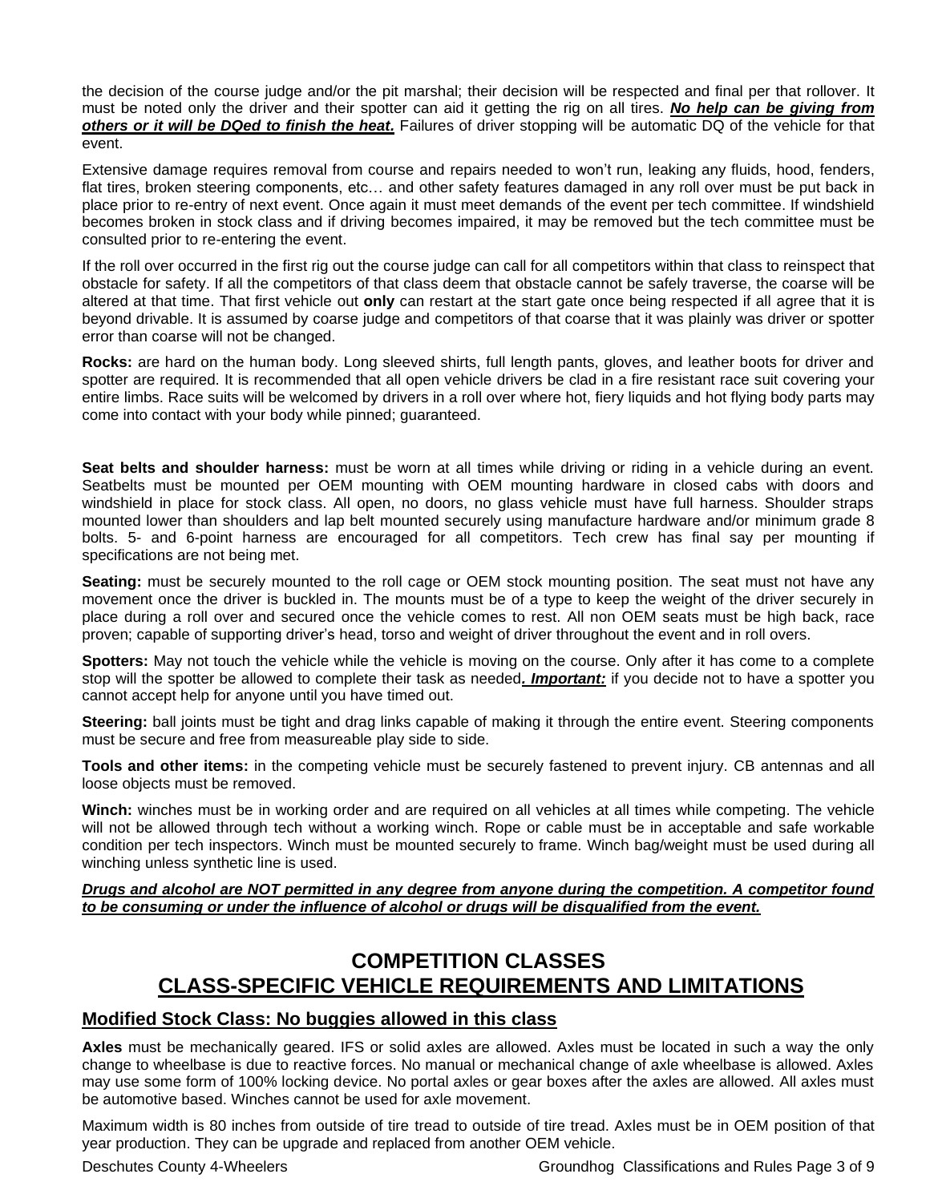the decision of the course judge and/or the pit marshal; their decision will be respected and final per that rollover. It must be noted only the driver and their spotter can aid it getting the rig on all tires. ***No help can be giving from others or it will be DQed to finish the heat.*** Failures of driver stopping will be automatic DQ of the vehicle for that event.

Extensive damage requires removal from course and repairs needed to won't run, leaking any fluids, hood, fenders, flat tires, broken steering components, etc… and other safety features damaged in any roll over must be put back in place prior to re-entry of next event. Once again it must meet demands of the event per tech committee. If windshield becomes broken in stock class and if driving becomes impaired, it may be removed but the tech committee must be consulted prior to re-entering the event.

If the roll over occurred in the first rig out the course judge can call for all competitors within that class to reinspect that obstacle for safety. If all the competitors of that class deem that obstacle cannot be safely traverse, the coarse will be altered at that time. That first vehicle out **only** can restart at the start gate once being respected if all agree that it is beyond drivable. It is assumed by coarse judge and competitors of that coarse that it was plainly was driver or spotter error than coarse will not be changed.

**Rocks:** are hard on the human body. Long sleeved shirts, full length pants, gloves, and leather boots for driver and spotter are required. It is recommended that all open vehicle drivers be clad in a fire resistant race suit covering your entire limbs. Race suits will be welcomed by drivers in a roll over where hot, fiery liquids and hot flying body parts may come into contact with your body while pinned; guaranteed.

**Seat belts and shoulder harness:** must be worn at all times while driving or riding in a vehicle during an event. Seatbelts must be mounted per OEM mounting with OEM mounting hardware in closed cabs with doors and windshield in place for stock class. All open, no doors, no glass vehicle must have full harness. Shoulder straps mounted lower than shoulders and lap belt mounted securely using manufacture hardware and/or minimum grade 8 bolts. 5- and 6-point harness are encouraged for all competitors. Tech crew has final say per mounting if specifications are not being met.

**Seating:** must be securely mounted to the roll cage or OEM stock mounting position. The seat must not have any movement once the driver is buckled in. The mounts must be of a type to keep the weight of the driver securely in place during a roll over and secured once the vehicle comes to rest. All non OEM seats must be high back, race proven; capable of supporting driver's head, torso and weight of driver throughout the event and in roll overs.

**Spotters:** May not touch the vehicle while the vehicle is moving on the course. Only after it has come to a complete stop will the spotter be allowed to complete their task as needed***. Important:*** if you decide not to have a spotter you cannot accept help for anyone until you have timed out.

**Steering:** ball joints must be tight and drag links capable of making it through the entire event. Steering components must be secure and free from measureable play side to side.

**Tools and other items:** in the competing vehicle must be securely fastened to prevent injury. CB antennas and all loose objects must be removed.

**Winch:** winches must be in working order and are required on all vehicles at all times while competing. The vehicle will not be allowed through tech without a working winch. Rope or cable must be in acceptable and safe workable condition per tech inspectors. Winch must be mounted securely to frame. Winch bag/weight must be used during all winching unless synthetic line is used.

***Drugs and alcohol are NOT permitted in any degree from anyone during the competition. A competitor found to be consuming or under the influence of alcohol or drugs will be disqualified from the event.***

## COMPETITION CLASSES
## CLASS-SPECIFIC VEHICLE REQUIREMENTS AND LIMITATIONS

### Modified Stock Class: No buggies allowed in this class

**Axles** must be mechanically geared. IFS or solid axles are allowed. Axles must be located in such a way the only change to wheelbase is due to reactive forces. No manual or mechanical change of axle wheelbase is allowed. Axles may use some form of 100% locking device. No portal axles or gear boxes after the axles are allowed. All axles must be automotive based. Winches cannot be used for axle movement.

Maximum width is 80 inches from outside of tire tread to outside of tire tread. Axles must be in OEM position of that year production. They can be upgrade and replaced from another OEM vehicle.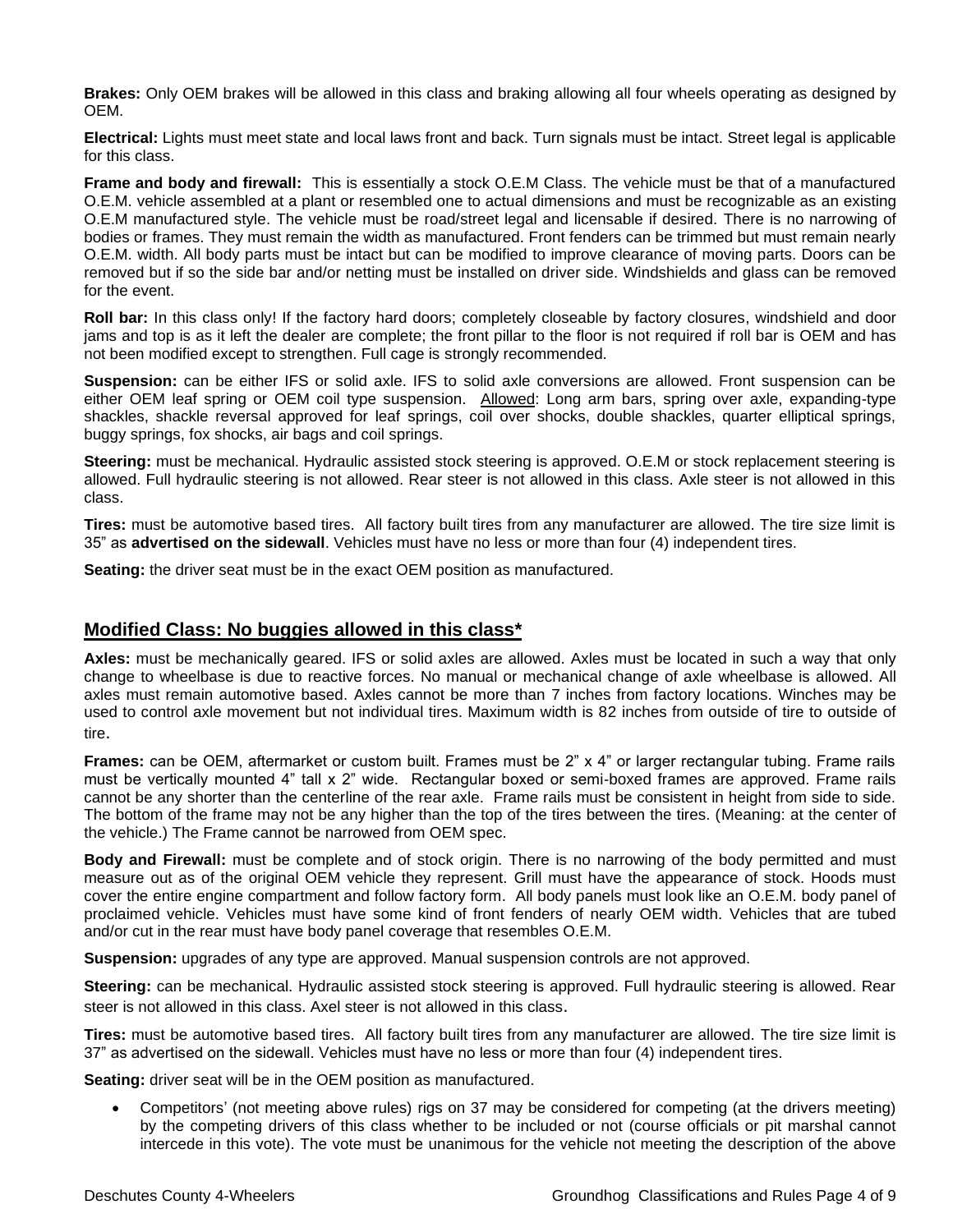**Brakes:** Only OEM brakes will be allowed in this class and braking allowing all four wheels operating as designed by OEM.

**Electrical:** Lights must meet state and local laws front and back. Turn signals must be intact. Street legal is applicable for this class.

**Frame and body and firewall:** This is essentially a stock O.E.M Class. The vehicle must be that of a manufactured O.E.M. vehicle assembled at a plant or resembled one to actual dimensions and must be recognizable as an existing O.E.M manufactured style. The vehicle must be road/street legal and licensable if desired. There is no narrowing of bodies or frames. They must remain the width as manufactured. Front fenders can be trimmed but must remain nearly O.E.M. width. All body parts must be intact but can be modified to improve clearance of moving parts. Doors can be removed but if so the side bar and/or netting must be installed on driver side. Windshields and glass can be removed for the event.

**Roll bar:** In this class only! If the factory hard doors; completely closeable by factory closures, windshield and door jams and top is as it left the dealer are complete; the front pillar to the floor is not required if roll bar is OEM and has not been modified except to strengthen. Full cage is strongly recommended.

**Suspension:** can be either IFS or solid axle. IFS to solid axle conversions are allowed. Front suspension can be either OEM leaf spring or OEM coil type suspension. Allowed: Long arm bars, spring over axle, expanding-type shackles, shackle reversal approved for leaf springs, coil over shocks, double shackles, quarter elliptical springs, buggy springs, fox shocks, air bags and coil springs.

**Steering:** must be mechanical. Hydraulic assisted stock steering is approved. O.E.M or stock replacement steering is allowed. Full hydraulic steering is not allowed. Rear steer is not allowed in this class. Axle steer is not allowed in this class.

**Tires:** must be automotive based tires. All factory built tires from any manufacturer are allowed. The tire size limit is 35" as **advertised on the sidewall**. Vehicles must have no less or more than four (4) independent tires.

**Seating:** the driver seat must be in the exact OEM position as manufactured.

## Modified Class: No buggies allowed in this class*

**Axles:** must be mechanically geared. IFS or solid axles are allowed. Axles must be located in such a way that only change to wheelbase is due to reactive forces. No manual or mechanical change of axle wheelbase is allowed. All axles must remain automotive based. Axles cannot be more than 7 inches from factory locations. Winches may be used to control axle movement but not individual tires. Maximum width is 82 inches from outside of tire to outside of tire.

**Frames:** can be OEM, aftermarket or custom built. Frames must be 2" x 4" or larger rectangular tubing. Frame rails must be vertically mounted 4" tall x 2" wide. Rectangular boxed or semi-boxed frames are approved. Frame rails cannot be any shorter than the centerline of the rear axle. Frame rails must be consistent in height from side to side. The bottom of the frame may not be any higher than the top of the tires between the tires. (Meaning: at the center of the vehicle.) The Frame cannot be narrowed from OEM spec.

**Body and Firewall:** must be complete and of stock origin. There is no narrowing of the body permitted and must measure out as of the original OEM vehicle they represent. Grill must have the appearance of stock. Hoods must cover the entire engine compartment and follow factory form. All body panels must look like an O.E.M. body panel of proclaimed vehicle. Vehicles must have some kind of front fenders of nearly OEM width. Vehicles that are tubed and/or cut in the rear must have body panel coverage that resembles O.E.M.

**Suspension:** upgrades of any type are approved. Manual suspension controls are not approved.

**Steering:** can be mechanical. Hydraulic assisted stock steering is approved. Full hydraulic steering is allowed. Rear steer is not allowed in this class. Axel steer is not allowed in this class.

**Tires:** must be automotive based tires. All factory built tires from any manufacturer are allowed. The tire size limit is 37" as advertised on the sidewall. Vehicles must have no less or more than four (4) independent tires.

**Seating:** driver seat will be in the OEM position as manufactured.

- Competitors' (not meeting above rules) rigs on 37 may be considered for competing (at the drivers meeting) by the competing drivers of this class whether to be included or not (course officials or pit marshal cannot intercede in this vote). The vote must be unanimous for the vehicle not meeting the description of the above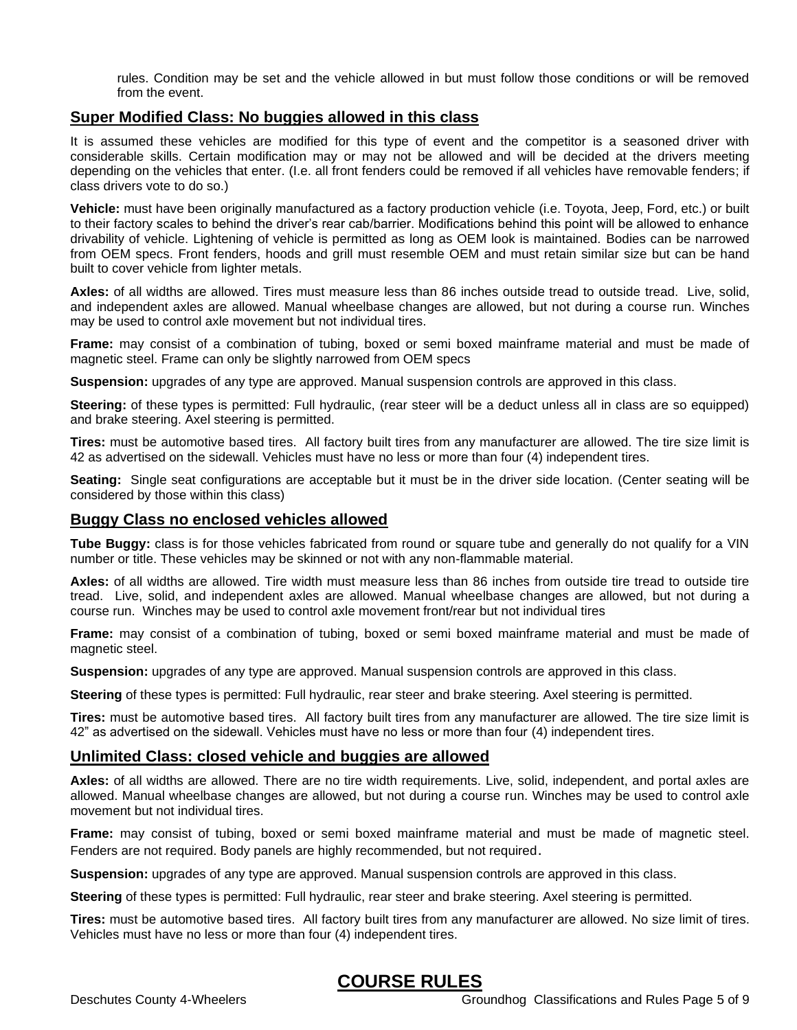rules. Condition may be set and the vehicle allowed in but must follow those conditions or will be removed from the event.

## Super Modified Class: No buggies allowed in this class

It is assumed these vehicles are modified for this type of event and the competitor is a seasoned driver with considerable skills. Certain modification may or may not be allowed and will be decided at the drivers meeting depending on the vehicles that enter. (I.e. all front fenders could be removed if all vehicles have removable fenders; if class drivers vote to do so.)

**Vehicle:** must have been originally manufactured as a factory production vehicle (i.e. Toyota, Jeep, Ford, etc.) or built to their factory scales to behind the driver's rear cab/barrier. Modifications behind this point will be allowed to enhance drivability of vehicle. Lightening of vehicle is permitted as long as OEM look is maintained. Bodies can be narrowed from OEM specs. Front fenders, hoods and grill must resemble OEM and must retain similar size but can be hand built to cover vehicle from lighter metals.

**Axles:** of all widths are allowed. Tires must measure less than 86 inches outside tread to outside tread. Live, solid, and independent axles are allowed. Manual wheelbase changes are allowed, but not during a course run. Winches may be used to control axle movement but not individual tires.

**Frame:** may consist of a combination of tubing, boxed or semi boxed mainframe material and must be made of magnetic steel. Frame can only be slightly narrowed from OEM specs

**Suspension:** upgrades of any type are approved. Manual suspension controls are approved in this class.

**Steering:** of these types is permitted: Full hydraulic, (rear steer will be a deduct unless all in class are so equipped) and brake steering. Axel steering is permitted.

**Tires:** must be automotive based tires. All factory built tires from any manufacturer are allowed. The tire size limit is 42 as advertised on the sidewall. Vehicles must have no less or more than four (4) independent tires.

**Seating:** Single seat configurations are acceptable but it must be in the driver side location. (Center seating will be considered by those within this class)

## Buggy Class no enclosed vehicles allowed

**Tube Buggy:** class is for those vehicles fabricated from round or square tube and generally do not qualify for a VIN number or title. These vehicles may be skinned or not with any non-flammable material.

**Axles:** of all widths are allowed. Tire width must measure less than 86 inches from outside tire tread to outside tire tread. Live, solid, and independent axles are allowed. Manual wheelbase changes are allowed, but not during a course run. Winches may be used to control axle movement front/rear but not individual tires

**Frame:** may consist of a combination of tubing, boxed or semi boxed mainframe material and must be made of magnetic steel.

**Suspension:** upgrades of any type are approved. Manual suspension controls are approved in this class.

**Steering** of these types is permitted: Full hydraulic, rear steer and brake steering. Axel steering is permitted.

**Tires:** must be automotive based tires. All factory built tires from any manufacturer are allowed. The tire size limit is 42" as advertised on the sidewall. Vehicles must have no less or more than four (4) independent tires.

## Unlimited Class: closed vehicle and buggies are allowed

**Axles:** of all widths are allowed. There are no tire width requirements. Live, solid, independent, and portal axles are allowed. Manual wheelbase changes are allowed, but not during a course run. Winches may be used to control axle movement but not individual tires.

**Frame:** may consist of tubing, boxed or semi boxed mainframe material and must be made of magnetic steel. Fenders are not required. Body panels are highly recommended, but not required.

**Suspension:** upgrades of any type are approved. Manual suspension controls are approved in this class.

**Steering** of these types is permitted: Full hydraulic, rear steer and brake steering. Axel steering is permitted.

**Tires:** must be automotive based tires. All factory built tires from any manufacturer are allowed. No size limit of tires. Vehicles must have no less or more than four (4) independent tires.

# COURSE RULES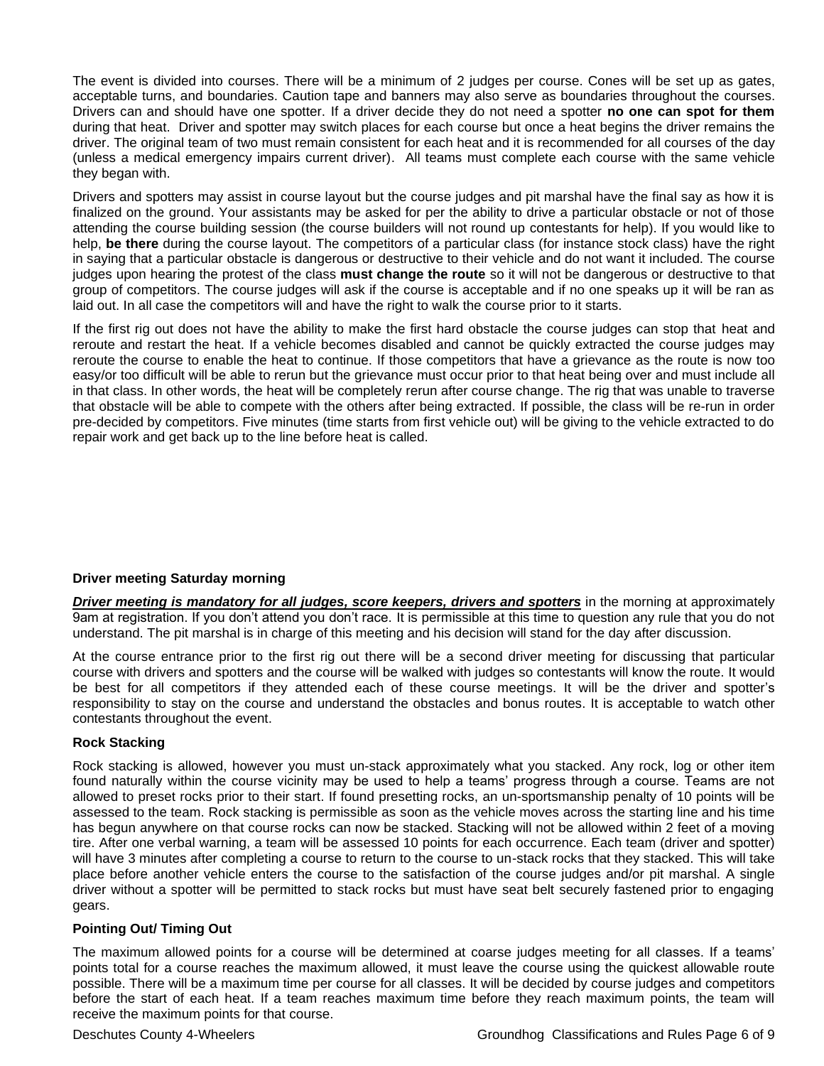The event is divided into courses. There will be a minimum of 2 judges per course. Cones will be set up as gates, acceptable turns, and boundaries. Caution tape and banners may also serve as boundaries throughout the courses. Drivers can and should have one spotter. If a driver decide they do not need a spotter **no one can spot for them** during that heat. Driver and spotter may switch places for each course but once a heat begins the driver remains the driver. The original team of two must remain consistent for each heat and it is recommended for all courses of the day (unless a medical emergency impairs current driver). All teams must complete each course with the same vehicle they began with.

Drivers and spotters may assist in course layout but the course judges and pit marshal have the final say as how it is finalized on the ground. Your assistants may be asked for per the ability to drive a particular obstacle or not of those attending the course building session (the course builders will not round up contestants for help). If you would like to help, **be there** during the course layout. The competitors of a particular class (for instance stock class) have the right in saying that a particular obstacle is dangerous or destructive to their vehicle and do not want it included. The course judges upon hearing the protest of the class **must change the route** so it will not be dangerous or destructive to that group of competitors. The course judges will ask if the course is acceptable and if no one speaks up it will be ran as laid out. In all case the competitors will and have the right to walk the course prior to it starts.

If the first rig out does not have the ability to make the first hard obstacle the course judges can stop that heat and reroute and restart the heat. If a vehicle becomes disabled and cannot be quickly extracted the course judges may reroute the course to enable the heat to continue. If those competitors that have a grievance as the route is now too easy/or too difficult will be able to rerun but the grievance must occur prior to that heat being over and must include all in that class. In other words, the heat will be completely rerun after course change. The rig that was unable to traverse that obstacle will be able to compete with the others after being extracted. If possible, the class will be re-run in order pre-decided by competitors. Five minutes (time starts from first vehicle out) will be giving to the vehicle extracted to do repair work and get back up to the line before heat is called.

**Driver meeting Saturday morning**

***Driver meeting is mandatory for all judges, score keepers, drivers and spotters*** in the morning at approximately 9am at registration. If you don't attend you don't race. It is permissible at this time to question any rule that you do not understand. The pit marshal is in charge of this meeting and his decision will stand for the day after discussion.

At the course entrance prior to the first rig out there will be a second driver meeting for discussing that particular course with drivers and spotters and the course will be walked with judges so contestants will know the route. It would be best for all competitors if they attended each of these course meetings. It will be the driver and spotter's responsibility to stay on the course and understand the obstacles and bonus routes. It is acceptable to watch other contestants throughout the event.

**Rock Stacking**

Rock stacking is allowed, however you must un-stack approximately what you stacked. Any rock, log or other item found naturally within the course vicinity may be used to help a teams' progress through a course. Teams are not allowed to preset rocks prior to their start. If found presetting rocks, an un-sportsmanship penalty of 10 points will be assessed to the team. Rock stacking is permissible as soon as the vehicle moves across the starting line and his time has begun anywhere on that course rocks can now be stacked. Stacking will not be allowed within 2 feet of a moving tire. After one verbal warning, a team will be assessed 10 points for each occurrence. Each team (driver and spotter) will have 3 minutes after completing a course to return to the course to un-stack rocks that they stacked. This will take place before another vehicle enters the course to the satisfaction of the course judges and/or pit marshal. A single driver without a spotter will be permitted to stack rocks but must have seat belt securely fastened prior to engaging gears.

**Pointing Out/ Timing Out**

The maximum allowed points for a course will be determined at coarse judges meeting for all classes. If a teams' points total for a course reaches the maximum allowed, it must leave the course using the quickest allowable route possible. There will be a maximum time per course for all classes. It will be decided by course judges and competitors before the start of each heat. If a team reaches maximum time before they reach maximum points, the team will receive the maximum points for that course.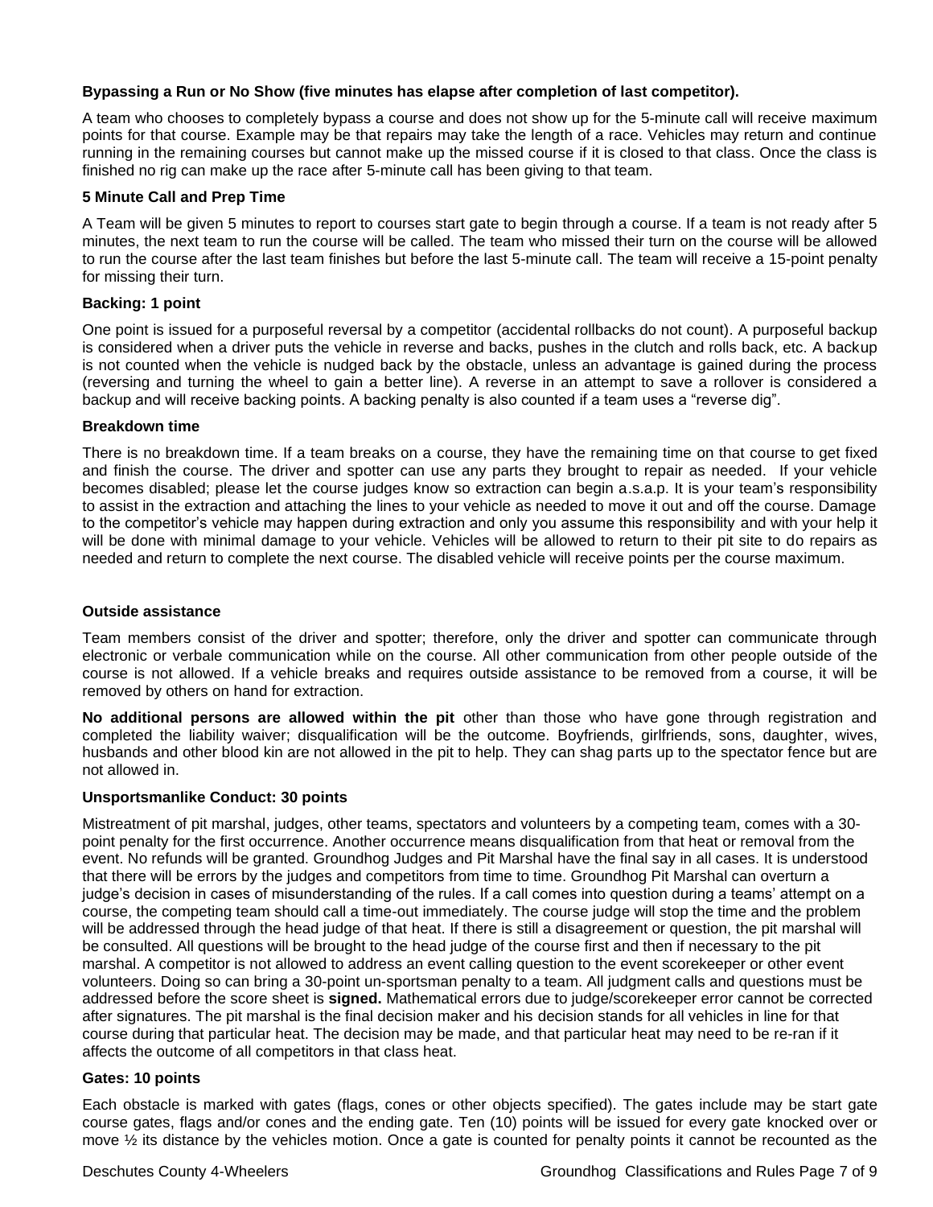**Bypassing a Run or No Show (five minutes has elapse after completion of last competitor).**

A team who chooses to completely bypass a course and does not show up for the 5-minute call will receive maximum points for that course. Example may be that repairs may take the length of a race. Vehicles may return and continue running in the remaining courses but cannot make up the missed course if it is closed to that class. Once the class is finished no rig can make up the race after 5-minute call has been giving to that team.

**5 Minute Call and Prep Time**

A Team will be given 5 minutes to report to courses start gate to begin through a course. If a team is not ready after 5 minutes, the next team to run the course will be called. The team who missed their turn on the course will be allowed to run the course after the last team finishes but before the last 5-minute call. The team will receive a 15-point penalty for missing their turn.

**Backing: 1 point**

One point is issued for a purposeful reversal by a competitor (accidental rollbacks do not count). A purposeful backup is considered when a driver puts the vehicle in reverse and backs, pushes in the clutch and rolls back, etc. A backup is not counted when the vehicle is nudged back by the obstacle, unless an advantage is gained during the process (reversing and turning the wheel to gain a better line). A reverse in an attempt to save a rollover is considered a backup and will receive backing points. A backing penalty is also counted if a team uses a "reverse dig".

**Breakdown time**

There is no breakdown time. If a team breaks on a course, they have the remaining time on that course to get fixed and finish the course. The driver and spotter can use any parts they brought to repair as needed. If your vehicle becomes disabled; please let the course judges know so extraction can begin a.s.a.p. It is your team's responsibility to assist in the extraction and attaching the lines to your vehicle as needed to move it out and off the course. Damage to the competitor's vehicle may happen during extraction and only you assume this responsibility and with your help it will be done with minimal damage to your vehicle. Vehicles will be allowed to return to their pit site to do repairs as needed and return to complete the next course. The disabled vehicle will receive points per the course maximum.

**Outside assistance**

Team members consist of the driver and spotter; therefore, only the driver and spotter can communicate through electronic or verbale communication while on the course. All other communication from other people outside of the course is not allowed. If a vehicle breaks and requires outside assistance to be removed from a course, it will be removed by others on hand for extraction.

**No additional persons are allowed within the pit** other than those who have gone through registration and completed the liability waiver; disqualification will be the outcome. Boyfriends, girlfriends, sons, daughter, wives, husbands and other blood kin are not allowed in the pit to help. They can shag parts up to the spectator fence but are not allowed in.

**Unsportsmanlike Conduct: 30 points**

Mistreatment of pit marshal, judges, other teams, spectators and volunteers by a competing team, comes with a 30-point penalty for the first occurrence. Another occurrence means disqualification from that heat or removal from the event. No refunds will be granted. Groundhog Judges and Pit Marshal have the final say in all cases. It is understood that there will be errors by the judges and competitors from time to time. Groundhog Pit Marshal can overturn a judge's decision in cases of misunderstanding of the rules. If a call comes into question during a teams' attempt on a course, the competing team should call a time-out immediately. The course judge will stop the time and the problem will be addressed through the head judge of that heat. If there is still a disagreement or question, the pit marshal will be consulted. All questions will be brought to the head judge of the course first and then if necessary to the pit marshal. A competitor is not allowed to address an event calling question to the event scorekeeper or other event volunteers. Doing so can bring a 30-point un-sportsman penalty to a team. All judgment calls and questions must be addressed before the score sheet is **signed.** Mathematical errors due to judge/scorekeeper error cannot be corrected after signatures. The pit marshal is the final decision maker and his decision stands for all vehicles in line for that course during that particular heat. The decision may be made, and that particular heat may need to be re-ran if it affects the outcome of all competitors in that class heat.

**Gates: 10 points**

Each obstacle is marked with gates (flags, cones or other objects specified). The gates include may be start gate course gates, flags and/or cones and the ending gate. Ten (10) points will be issued for every gate knocked over or move ½ its distance by the vehicles motion. Once a gate is counted for penalty points it cannot be recounted as the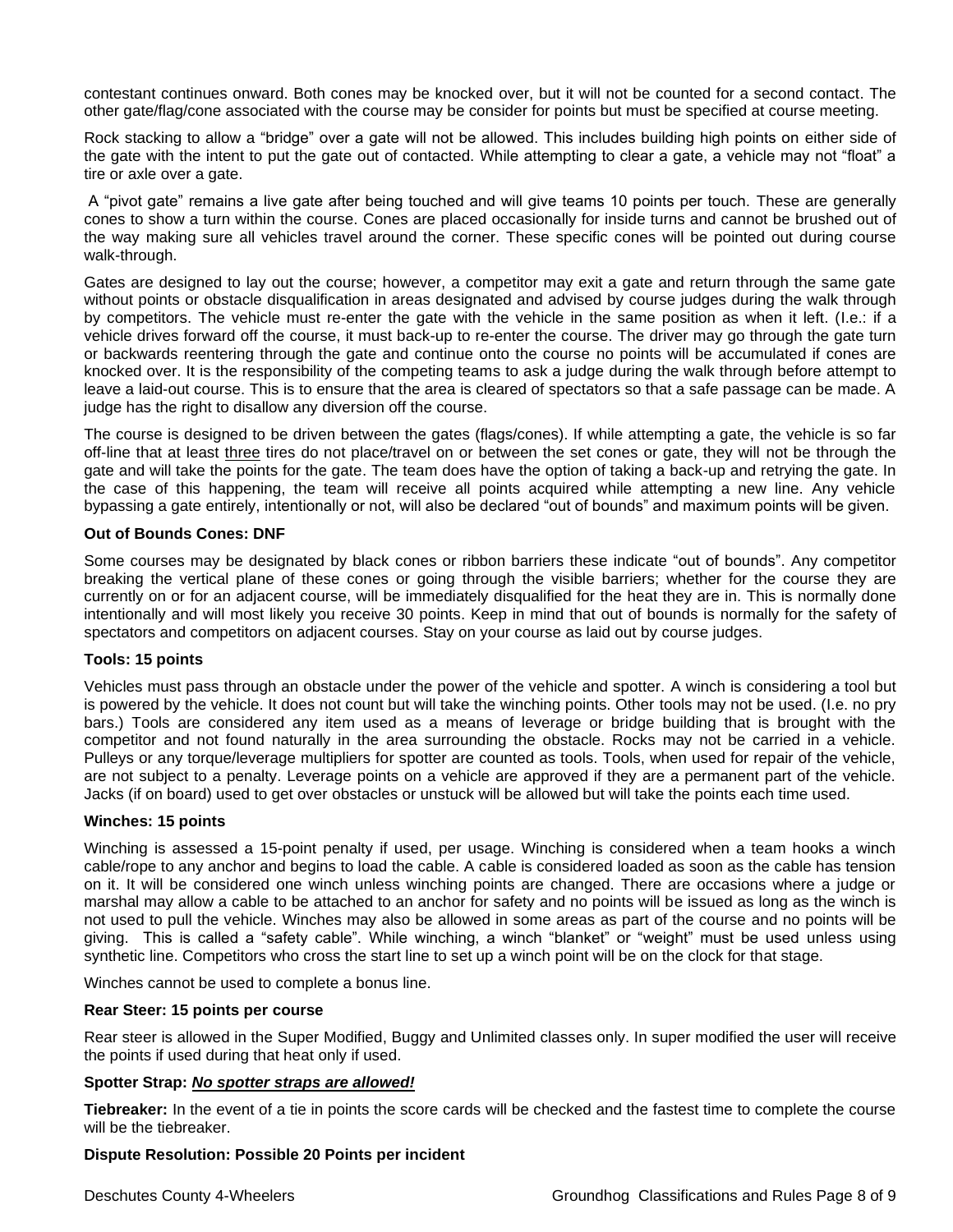contestant continues onward. Both cones may be knocked over, but it will not be counted for a second contact. The other gate/flag/cone associated with the course may be consider for points but must be specified at course meeting.

Rock stacking to allow a "bridge" over a gate will not be allowed. This includes building high points on either side of the gate with the intent to put the gate out of contacted. While attempting to clear a gate, a vehicle may not "float" a tire or axle over a gate.

A "pivot gate" remains a live gate after being touched and will give teams 10 points per touch. These are generally cones to show a turn within the course. Cones are placed occasionally for inside turns and cannot be brushed out of the way making sure all vehicles travel around the corner. These specific cones will be pointed out during course walk-through.

Gates are designed to lay out the course; however, a competitor may exit a gate and return through the same gate without points or obstacle disqualification in areas designated and advised by course judges during the walk through by competitors. The vehicle must re-enter the gate with the vehicle in the same position as when it left. (I.e.: if a vehicle drives forward off the course, it must back-up to re-enter the course. The driver may go through the gate turn or backwards reentering through the gate and continue onto the course no points will be accumulated if cones are knocked over. It is the responsibility of the competing teams to ask a judge during the walk through before attempt to leave a laid-out course. This is to ensure that the area is cleared of spectators so that a safe passage can be made. A judge has the right to disallow any diversion off the course.

The course is designed to be driven between the gates (flags/cones). If while attempting a gate, the vehicle is so far off-line that at least three tires do not place/travel on or between the set cones or gate, they will not be through the gate and will take the points for the gate. The team does have the option of taking a back-up and retrying the gate. In the case of this happening, the team will receive all points acquired while attempting a new line. Any vehicle bypassing a gate entirely, intentionally or not, will also be declared "out of bounds" and maximum points will be given.

**Out of Bounds Cones: DNF**

Some courses may be designated by black cones or ribbon barriers these indicate "out of bounds". Any competitor breaking the vertical plane of these cones or going through the visible barriers; whether for the course they are currently on or for an adjacent course, will be immediately disqualified for the heat they are in. This is normally done intentionally and will most likely you receive 30 points. Keep in mind that out of bounds is normally for the safety of spectators and competitors on adjacent courses. Stay on your course as laid out by course judges.

**Tools: 15 points**

Vehicles must pass through an obstacle under the power of the vehicle and spotter. A winch is considering a tool but is powered by the vehicle. It does not count but will take the winching points. Other tools may not be used. (I.e. no pry bars.) Tools are considered any item used as a means of leverage or bridge building that is brought with the competitor and not found naturally in the area surrounding the obstacle. Rocks may not be carried in a vehicle. Pulleys or any torque/leverage multipliers for spotter are counted as tools. Tools, when used for repair of the vehicle, are not subject to a penalty. Leverage points on a vehicle are approved if they are a permanent part of the vehicle. Jacks (if on board) used to get over obstacles or unstuck will be allowed but will take the points each time used.

**Winches: 15 points**

Winching is assessed a 15-point penalty if used, per usage. Winching is considered when a team hooks a winch cable/rope to any anchor and begins to load the cable. A cable is considered loaded as soon as the cable has tension on it. It will be considered one winch unless winching points are changed. There are occasions where a judge or marshal may allow a cable to be attached to an anchor for safety and no points will be issued as long as the winch is not used to pull the vehicle. Winches may also be allowed in some areas as part of the course and no points will be giving. This is called a "safety cable". While winching, a winch "blanket" or "weight" must be used unless using synthetic line. Competitors who cross the start line to set up a winch point will be on the clock for that stage.

Winches cannot be used to complete a bonus line.

**Rear Steer: 15 points per course**

Rear steer is allowed in the Super Modified, Buggy and Unlimited classes only. In super modified the user will receive the points if used during that heat only if used.

**Spotter Strap:** ***No spotter straps are allowed!***

**Tiebreaker:** In the event of a tie in points the score cards will be checked and the fastest time to complete the course will be the tiebreaker.

**Dispute Resolution: Possible 20 Points per incident**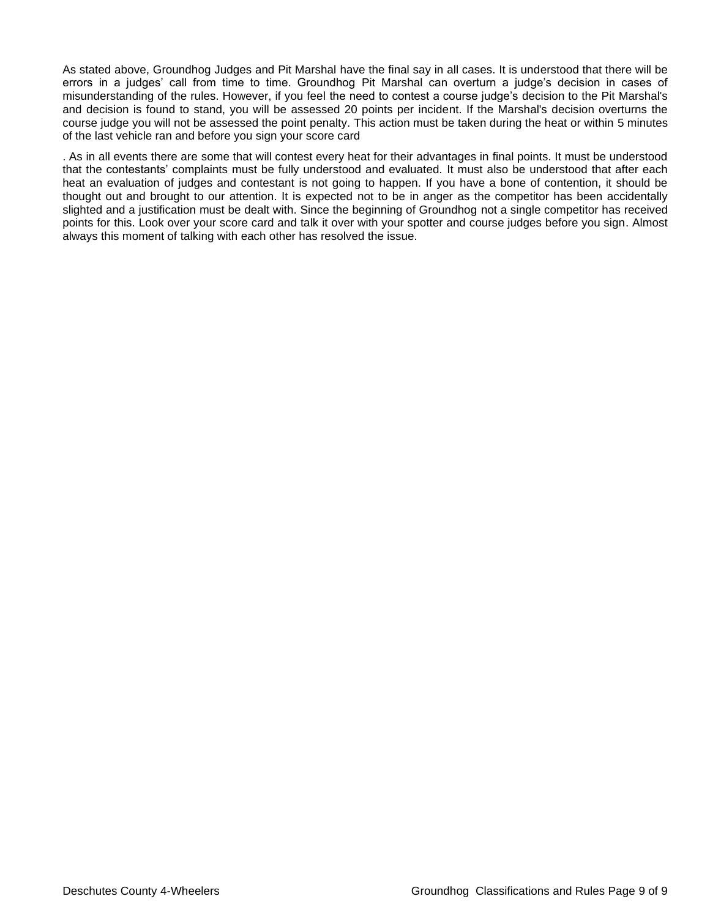As stated above, Groundhog Judges and Pit Marshal have the final say in all cases. It is understood that there will be errors in a judges' call from time to time. Groundhog Pit Marshal can overturn a judge's decision in cases of misunderstanding of the rules. However, if you feel the need to contest a course judge's decision to the Pit Marshal's and decision is found to stand, you will be assessed 20 points per incident. If the Marshal's decision overturns the course judge you will not be assessed the point penalty. This action must be taken during the heat or within 5 minutes of the last vehicle ran and before you sign your score card

. As in all events there are some that will contest every heat for their advantages in final points. It must be understood that the contestants' complaints must be fully understood and evaluated. It must also be understood that after each heat an evaluation of judges and contestant is not going to happen. If you have a bone of contention, it should be thought out and brought to our attention. It is expected not to be in anger as the competitor has been accidentally slighted and a justification must be dealt with. Since the beginning of Groundhog not a single competitor has received points for this. Look over your score card and talk it over with your spotter and course judges before you sign. Almost always this moment of talking with each other has resolved the issue.